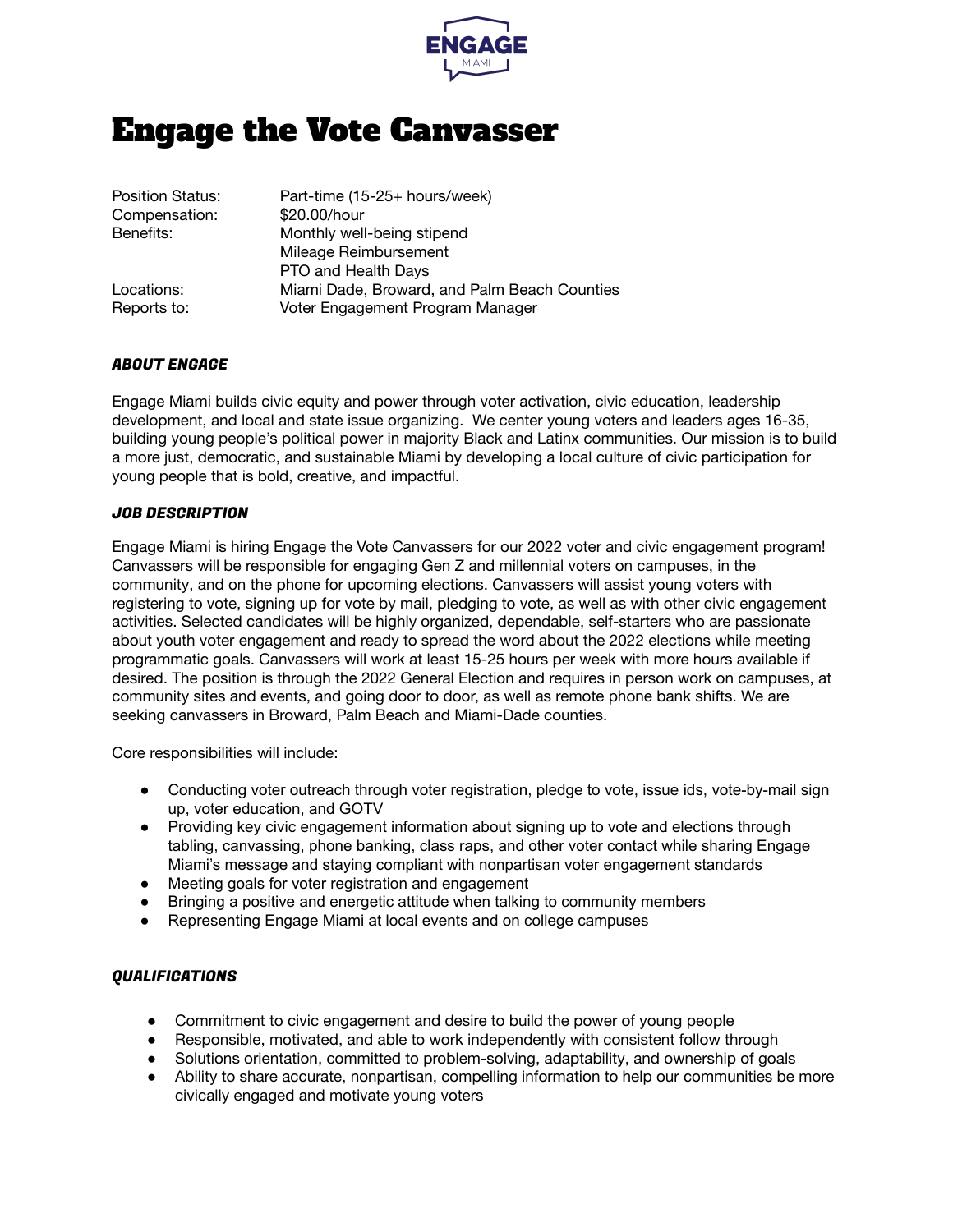ENGAGE
MIAMI

# Engage the Vote Canvasser

| | |
|---|---|
| Position Status: | Part-time (15-25+ hours/week) |
| Compensation: | $20.00/hour |
| Benefits: | Monthly well-being stipend |
| | Mileage Reimbursement |
| | PTO and Health Days |
| Locations: | Miami Dade, Broward, and Palm Beach Counties |
| Reports to: | Voter Engagement Program Manager |

### *ABOUT ENGAGE*

Engage Miami builds civic equity and power through voter activation, civic education, leadership development, and local and state issue organizing. We center young voters and leaders ages 16-35, building young people's political power in majority Black and Latinx communities. Our mission is to build a more just, democratic, and sustainable Miami by developing a local culture of civic participation for young people that is bold, creative, and impactful.

### *JOB DESCRIPTION*

Engage Miami is hiring Engage the Vote Canvassers for our 2022 voter and civic engagement program! Canvassers will be responsible for engaging Gen Z and millennial voters on campuses, in the community, and on the phone for upcoming elections. Canvassers will assist young voters with registering to vote, signing up for vote by mail, pledging to vote, as well as with other civic engagement activities. Selected candidates will be highly organized, dependable, self-starters who are passionate about youth voter engagement and ready to spread the word about the 2022 elections while meeting programmatic goals. Canvassers will work at least 15-25 hours per week with more hours available if desired. The position is through the 2022 General Election and requires in person work on campuses, at community sites and events, and going door to door, as well as remote phone bank shifts. We are seeking canvassers in Broward, Palm Beach and Miami-Dade counties.

Core responsibilities will include:

- Conducting voter outreach through voter registration, pledge to vote, issue ids, vote-by-mail sign up, voter education, and GOTV
- Providing key civic engagement information about signing up to vote and elections through tabling, canvassing, phone banking, class raps, and other voter contact while sharing Engage Miami's message and staying compliant with nonpartisan voter engagement standards
- Meeting goals for voter registration and engagement
- Bringing a positive and energetic attitude when talking to community members
- Representing Engage Miami at local events and on college campuses

### *QUALIFICATIONS*

- Commitment to civic engagement and desire to build the power of young people
- Responsible, motivated, and able to work independently with consistent follow through
- Solutions orientation, committed to problem-solving, adaptability, and ownership of goals
- Ability to share accurate, nonpartisan, compelling information to help our communities be more civically engaged and motivate young voters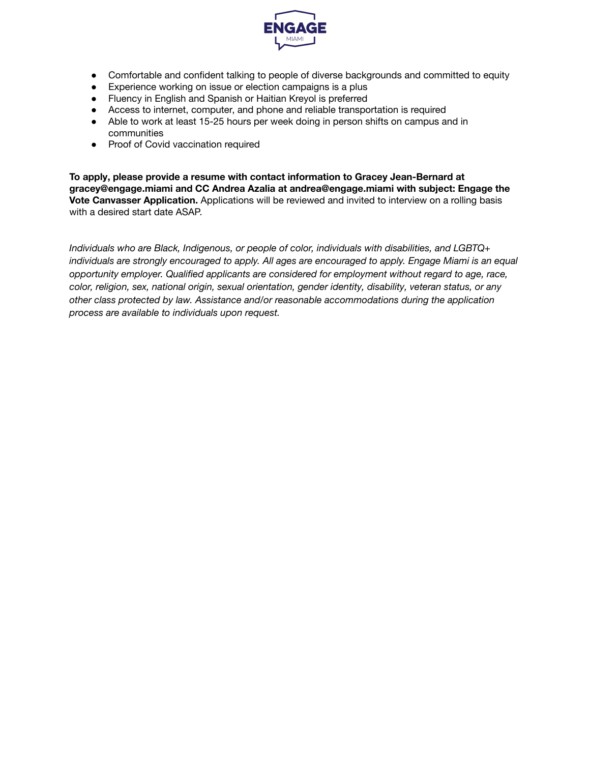- Comfortable and confident talking to people of diverse backgrounds and committed to equity
- Experience working on issue or election campaigns is a plus
- Fluency in English and Spanish or Haitian Kreyol is preferred
- Access to internet, computer, and phone and reliable transportation is required
- Able to work at least 15-25 hours per week doing in person shifts on campus and in communities
- Proof of Covid vaccination required

**To apply, please provide a resume with contact information to Gracey Jean-Bernard at gracey@engage.miami and CC Andrea Azalia at andrea@engage.miami with subject: Engage the Vote Canvasser Application.** Applications will be reviewed and invited to interview on a rolling basis with a desired start date ASAP.

*Individuals who are Black, Indigenous, or people of color, individuals with disabilities, and LGBTQ+ individuals are strongly encouraged to apply. All ages are encouraged to apply. Engage Miami is an equal opportunity employer. Qualified applicants are considered for employment without regard to age, race, color, religion, sex, national origin, sexual orientation, gender identity, disability, veteran status, or any other class protected by law. Assistance and/or reasonable accommodations during the application process are available to individuals upon request.*